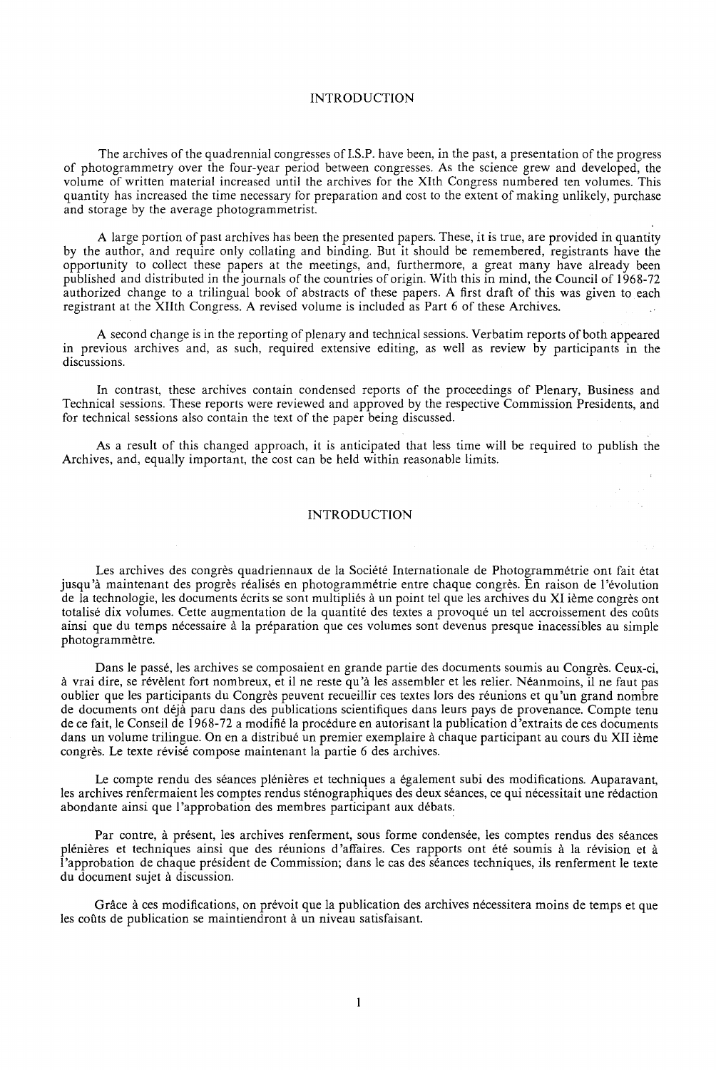# INTRODUCTION

The archives of the quadrennial congresses of I.S.P. have been, in the past, a presentation of the progress of photogrammetry over the four-year period between congresses. As the science grew and developed, the volume of written material increased until the archives for the XIth Congress numbered ten volumes. This quantity has increased the time necessary for preparation and cost to the extent of making unlikely, purchase and storage by the average photogrammetrist.

A large portion of past archives has been the presented papers. These, it is true, are provided in quantity by the author, and require only collating and binding. But it should be remembered, registrants have the opportunity to collect these papers at the meetings, and, furthermore, a great many have already been published and distributed in the journals of the countries of origin. With this in mind, the Council of 1968-72 authorized change to a trilingual book of abstracts of these papers. A first draft of this was given to each registrant at the XIIth Congress. A revised volume is included as Part 6 of these Archives.

A second change is in the reporting of plenary and technical sessions. Verbatim reports of both appeared in previous archives and, as such, required extensive editing, as well as review by participants in the discussions.

In contrast, these archives contain condensed reports of the proceedings of Plenary, Business and Technical sessions. These reports were reviewed and approved by the respective Commission Presidents, and for technical sessions also contain the text of the paper being discussed.

As a result of this changed approach, it is anticipated that less time will be required to publish the Archives, and, equally important, the cost can be held within reasonable limits.

# INTRODUCTION

Les archives des congrès quadriennaux de la Société Internationale de Photogrammétrie ont fait état jusqu'à maintenant des progrès réalisés en photogrammétrie entre chaque congrès. En raison de l'évolution de la technologie, les documents écrits se sont multipliés à un point tel que les archives du XI ième congrès ont totalisé dix volumes. Cette augmentation de la quantité des textes a provoqué un tel accroissement des coûts ainsi que du temps nécessaire à la préparation que ces volumes sont devenus presque inaccessibles au simple photogrammètre.

Dans le passé, les archives se composaient en grande partie des documents soumis au Congrès. Ceux-ci, à vrai dire, se révèlent fort nombreux, et il ne reste qu'à les assembler et les relier. Néanmoins, il ne faut pas oublier que les participants du Congrès peuvent recueillir ces textes lors des réunions et qu'un grand nombre de documents ont déjà paru dans des publications scientifiques dans leurs pays de provenance. Compte tenu de ce fait, le Conseil de 1968-72 a modifié la procédure en autorisant la publication d'extraits de ces documents dans un volume trilingue. On en a distribué un premier exemplaire à chaque participant au cours du XII ième congrès. Le texte révisé compose maintenant la partie 6 des archives.

Le compte rendu des séances plénières et techniques a également subi des modifications. Auparavant, les archives renfermaient les comptes rendus sténographiques des deux séances, ce qui nécessitait une rédaction abondante ainsi que l'approbation des membres participant aux débats.

Par contre, à présent, les archives renferment, sous forme condensée, les comptes rendus des séances plénières et techniques ainsi que des réunions d'affaires. Ces rapports ont été soumis à la révision et à l'approbation de chaque président de Commission; dans le cas des séances techniques, ils renferment le texte du document sujet à discussion.

Grâce à ces modifications, on prévoit que la publication des archives nécessitera moins de temps et que les coûts de publication se maintiendront à un niveau satisfaisant.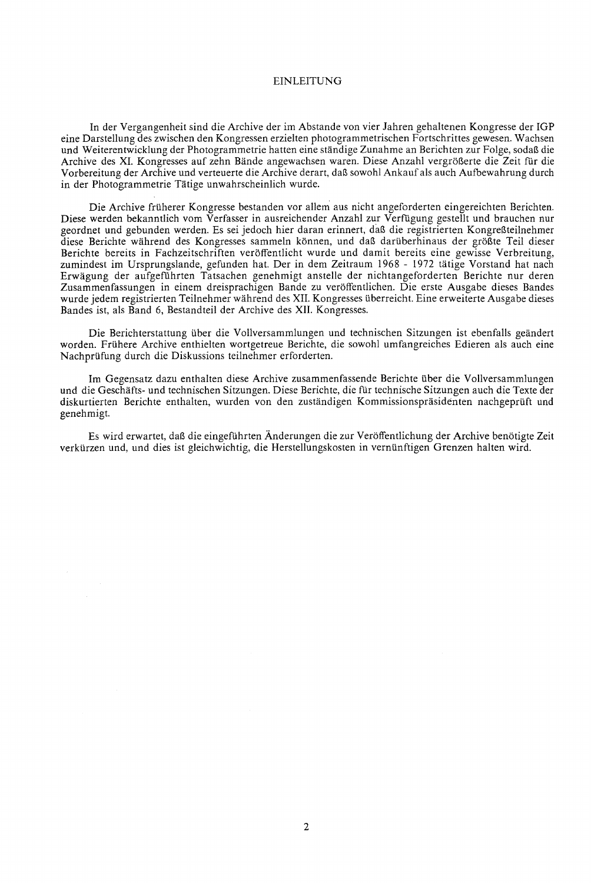# EINLEITUNG

In der Vergangenheit sind die Archive der im Abstande von vier Jahren gehaltenen Kongresse der IGP eine Darstellung des zwischen den Kongressen erzielten photogrammetrischen Fortschrittes gewesen. Wachsen und Weiterentwicklung der Photogrammetrie hatten eine ständige Zunahme an Berichten zur Folge, sodaß die Archive des XI. Kongresses auf zehn Bände angewachsen waren. Diese Anzahl vergrößerte die Zeit für die Vorbereitung der Archive und verteuerte die Archive derart, daß sowohl Ankauf als auch Aufbewahrung durch in der Photogrammetrie Tätige unwahrscheinlich wurde.

Die Archive früherer Kongresse bestanden vor allem aus nicht angeforderten eingereichten Berichten. Diese werden bekanntlich vom Verfasser in ausreichender Anzahl zur Verfügung gestellt und brauchen nur geordnet und gebunden werden. Es sei jedoch hier daran erinnert, daß die registrierten Kongreßteilnehmer diese Berichte während des Kongresses sammeln können, und daß darüberhinaus der größte Teil dieser Berichte bereits in Fachzeitschriften veröffentlicht wurde und damit bereits eine gewisse Verbreitung, zumindest im Ursprungslande, gefunden hat. Der in dem Zeitraum 1968 - 1972 tätige Vorstand hat nach Erwägung der aufgeführten Tatsachen genehmigt anstelle der nichtangeforderten Berichte nur deren Zusammenfassungen in einem dreisprachigen Bande zu veröffentlichen. Die erste Ausgabe dieses Bandes wurde jedem registrierten Teilnehmer während des XII. Kongresses überreicht. Eine erweiterte Ausgabe dieses Bandes ist, als Band 6, Bestandteil der Archive des XII. Kongresses.

Die Berichterstattung über die Vollversammlungen und technischen Sitzungen ist ebenfalls geändert worden. Frühere Archive enthielten wortgetreue Berichte, die sowohl umfangreiches Edieren als auch eine Nachprüfung durch die Diskussions teilnehmer erforderten.

Im Gegensatz dazu enthalten diese Archive zusammenfassende Berichte über die Vollversammlungen und die Geschäfts- und technischen Sitzungen. Diese Berichte, die für technische Sitzungen auch die Texte der diskurtierten Berichte enthalten, wurden von den zuständigen Kommissionspräsidenten nachgeprüft und genehmigt.

Es wird erwartet, daß die eingeführten Änderungen die zur Veröffentlichung der Archive benötigte Zeit verkürzen und, und dies ist gleichwichtig, die Herstellungskosten in vernünftigen Grenzen halten wird.